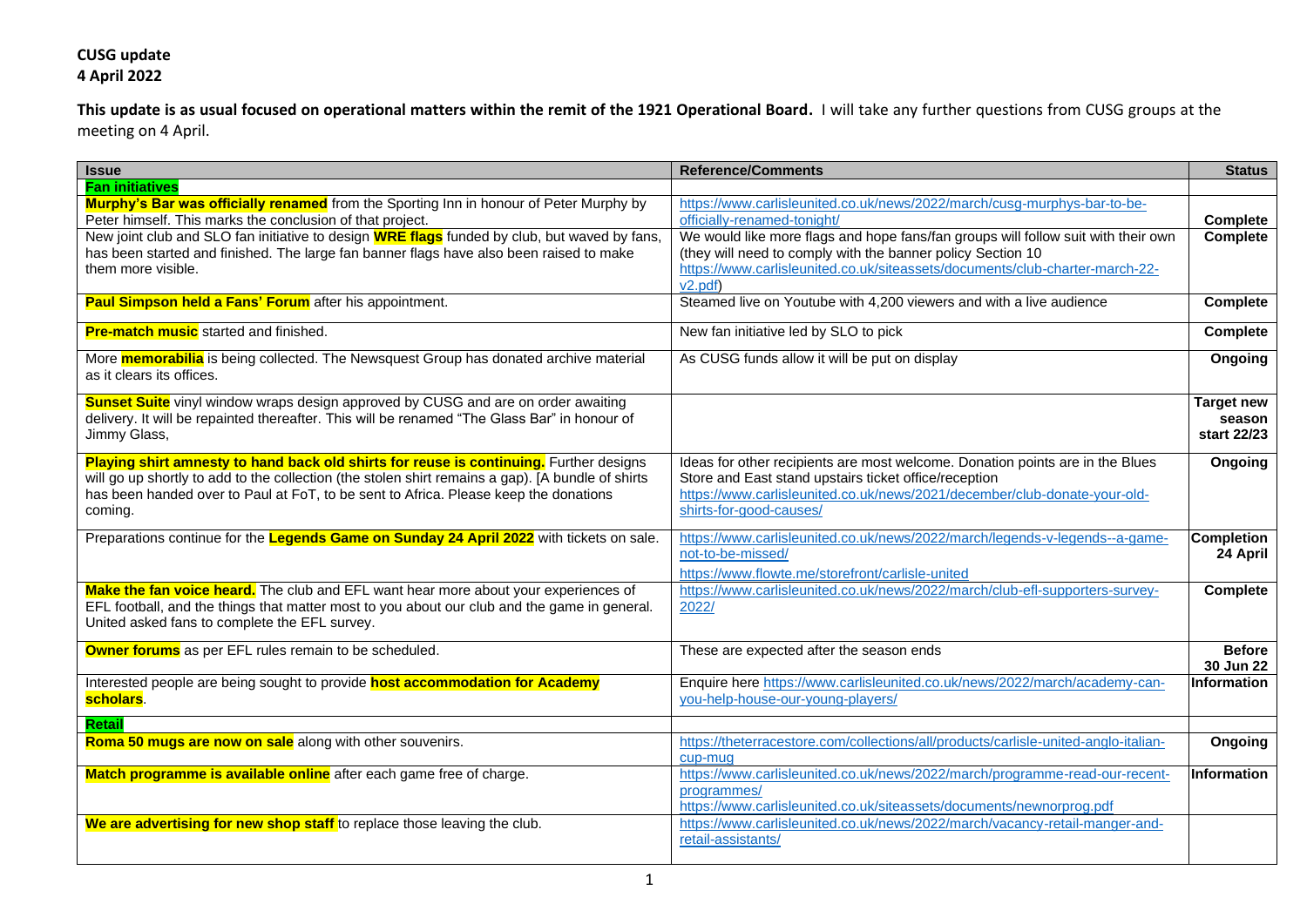**CUSG update**
**4 April 2022**

**This update is as usual focused on operational matters within the remit of the 1921 Operational Board.** I will take any further questions from CUSG groups at the meeting on 4 April.

| Issue | Reference/Comments | Status |
|---|---|---|
| **Fan initiatives** | | |
| **Murphy's Bar was officially renamed** from the Sporting Inn in honour of Peter Murphy by Peter himself. This marks the conclusion of that project. | https://www.carlisleunited.co.uk/news/2022/march/cusg-murphys-bar-to-be-officially-renamed-tonight/ | **Complete** |
| New joint club and SLO fan initiative to design **WRE flags** funded by club, but waved by fans, has been started and finished. The large fan banner flags have also been raised to make them more visible. | We would like more flags and hope fans/fan groups will follow suit with their own (they will need to comply with the banner policy Section 10 https://www.carlisleunited.co.uk/siteassets/documents/club-charter-march-22-v2.pdf) | **Complete** |
| **Paul Simpson held a Fans' Forum** after his appointment. | Steamed live on Youtube with 4,200 viewers and with a live audience | **Complete** |
| **Pre-match music** started and finished. | New fan initiative led by SLO to pick | **Complete** |
| More **memorabilia** is being collected. The Newsquest Group has donated archive material as it clears its offices. | As CUSG funds allow it will be put on display | **Ongoing** |
| **Sunset Suite** vinyl window wraps design approved by CUSG and are on order awaiting delivery. It will be repainted thereafter. This will be renamed "The Glass Bar" in honour of Jimmy Glass, | | **Target new season start 22/23** |
| **Playing shirt amnesty to hand back old shirts for reuse is continuing.** Further designs will go up shortly to add to the collection (the stolen shirt remains a gap). [A bundle of shirts has been handed over to Paul at FoT, to be sent to Africa. Please keep the donations coming. | Ideas for other recipients are most welcome. Donation points are in the Blues Store and East stand upstairs ticket office/reception https://www.carlisleunited.co.uk/news/2021/december/club-donate-your-old-shirts-for-good-causes/ | **Ongoing** |
| Preparations continue for the **Legends Game on Sunday 24 April 2022** with tickets on sale. | https://www.carlisleunited.co.uk/news/2022/march/legends-v-legends--a-game-not-to-be-missed/ https://www.flowte.me/storefront/carlisle-united | **Completion 24 April** |
| **Make the fan voice heard.** The club and EFL want hear more about your experiences of EFL football, and the things that matter most to you about our club and the game in general. United asked fans to complete the EFL survey. | https://www.carlisleunited.co.uk/news/2022/march/club-efl-supporters-survey-2022/ | **Complete** |
| **Owner forums** as per EFL rules remain to be scheduled. | These are expected after the season ends | **Before 30 Jun 22** |
| Interested people are being sought to provide **host accommodation for Academy scholars**. | Enquire here https://www.carlisleunited.co.uk/news/2022/march/academy-can-you-help-house-our-young-players/ | **Information** |
| **Retail** | | |
| **Roma 50 mugs are now on sale** along with other souvenirs. | https://theterracestore.com/collections/all/products/carlisle-united-anglo-italian-cup-mug | **Ongoing** |
| **Match programme is available online** after each game free of charge. | https://www.carlisleunited.co.uk/news/2022/march/programme-read-our-recent-programmes/ https://www.carlisleunited.co.uk/siteassets/documents/newnorprog.pdf | **Information** |
| **We are advertising for new shop staff** to replace those leaving the club. | https://www.carlisleunited.co.uk/news/2022/march/vacancy-retail-manger-and-retail-assistants/ | |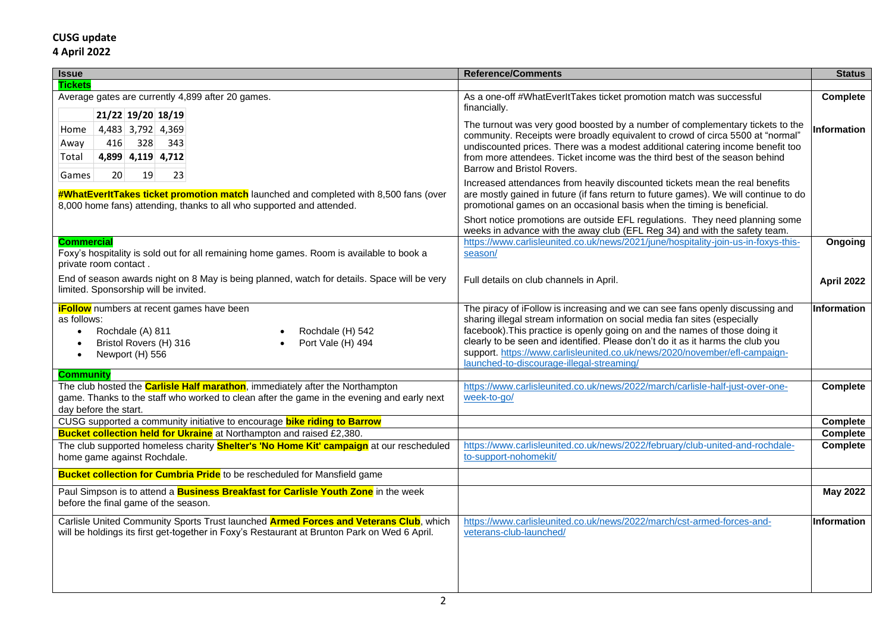**CUSG update**
**4 April 2022**

| Issue | Reference/Comments | Status |
|---|---|---|
| **Tickets** | | |
| Average gates are currently 4,899 after 20 games. | As a one-off #WhatEverItTakes ticket promotion match was successful financially. | **Complete** |
| | The turnout was very good boosted by a number of complementary tickets to the community. Receipts were broadly equivalent to crowd of circa 5500 at "normal" undiscounted prices. There was a modest additional catering income benefit too from more attendees. Ticket income was the third best of the season behind Barrow and Bristol Rovers. | **Information** |
| **#WhatEverItTakes ticket promotion match** launched and completed with 8,500 fans (over 8,000 home fans) attending, thanks to all who supported and attended. | Increased attendances from heavily discounted tickets mean the real benefits are mostly gained in future (if fans return to future games). We will continue to do promotional games on an occasional basis when the timing is beneficial. | |
| | Short notice promotions are outside EFL regulations. They need planning some weeks in advance with the away club (EFL Reg 34) and with the safety team. | |
| **Commercial** Foxy's hospitality is sold out for all remaining home games. Room is available to book a private room contact . | https://www.carlisleunited.co.uk/news/2021/june/hospitality-join-us-in-foxys-this-season/ | **Ongoing** |
| End of season awards night on 8 May is being planned, watch for details. Space will be very limited. Sponsorship will be invited. | Full details on club channels in April. | **April 2022** |
| **iFollow** numbers at recent games have been as follows: Rochdale (A) 811; Bristol Rovers (H) 316; Newport (H) 556; Rochdale (H) 542; Port Vale (H) 494 | The piracy of iFollow is increasing and we can see fans openly discussing and sharing illegal stream information on social media fan sites (especially facebook).This practice is openly going on and the names of those doing it clearly to be seen and identified. Please don't do it as it harms the club you support. https://www.carlisleunited.co.uk/news/2020/november/efl-campaign-launched-to-discourage-illegal-streaming/ | **Information** |
| **Community** | | |
| The club hosted the **Carlisle Half marathon**, immediately after the Northampton game. Thanks to the staff who worked to clean after the game in the evening and early next day before the start. | https://www.carlisleunited.co.uk/news/2022/march/carlisle-half-just-over-one-week-to-go/ | **Complete** |
| CUSG supported a community initiative to encourage **bike riding to Barrow** | | **Complete** |
| **Bucket collection held for Ukraine** at Northampton and raised £2,380. | | **Complete** |
| The club supported homeless charity **Shelter's 'No Home Kit' campaign** at our rescheduled home game against Rochdale. | https://www.carlisleunited.co.uk/news/2022/february/club-united-and-rochdale-to-support-nohomekit/ | **Complete** |
| **Bucket collection for Cumbria Pride** to be rescheduled for Mansfield game | | |
| Paul Simpson is to attend a **Business Breakfast for Carlisle Youth Zone** in the week before the final game of the season. | | **May 2022** |
| Carlisle United Community Sports Trust launched **Armed Forces and Veterans Club**, which will be holdings its first get-together in Foxy's Restaurant at Brunton Park on Wed 6 April. | https://www.carlisleunited.co.uk/news/2022/march/cst-armed-forces-and-veterans-club-launched/ | **Information** |

| | 21/22 | 19/20 | 18/19 |
|---|---|---|---|
| Home | 4,483 | 3,792 | 4,369 |
| Away | 416 | 328 | 343 |
| Total | **4,899** | **4,119** | **4,712** |
| Games | 20 | 19 | 23 |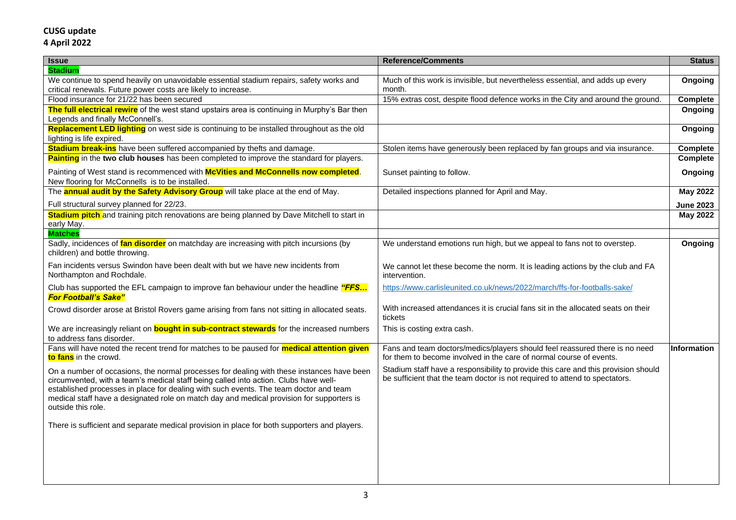**CUSG update**
**4 April 2022**

| Issue | Reference/Comments | Status |
|---|---|---|
| **Stadium** | | |
| We continue to spend heavily on unavoidable essential stadium repairs, safety works and critical renewals. Future power costs are likely to increase. | Much of this work is invisible, but nevertheless essential, and adds up every month. | **Ongoing** |
| Flood insurance for 21/22 has been secured | 15% extras cost, despite flood defence works in the City and around the ground. | **Complete** |
| **The full electrical rewire** of the west stand upstairs area is continuing in Murphy's Bar then Legends and finally McConnell's. | | **Ongoing** |
| **Replacement LED lighting** on west side is continuing to be installed throughout as the old lighting is life expired. | | **Ongoing** |
| **Stadium break-ins** have been suffered accompanied by thefts and damage. | Stolen items have generously been replaced by fan groups and via insurance. | **Complete** |
| **Painting** in the **two club houses** has been completed to improve the standard for players. | | **Complete** |
| Painting of West stand is recommenced with **McVities and McConnells now completed**. New flooring for McConnells is to be installed. | Sunset painting to follow. | **Ongoing** |
| The **annual audit by the Safety Advisory Group** will take place at the end of May. | Detailed inspections planned for April and May. | **May 2022** |
| Full structural survey planned for 22/23. | | **June 2023** |
| **Stadium pitch** and training pitch renovations are being planned by Dave Mitchell to start in early May. | | **May 2022** |
| **Matches** | | |
| Sadly, incidences of **fan disorder** on matchday are increasing with pitch incursions (by children) and bottle throwing.<br><br>Fan incidents versus Swindon have been dealt with but we have new incidents from Northampton and Rochdale.<br><br>Club has supported the EFL campaign to improve fan behaviour under the headline ***"FFS… For Football's Sake"***<br><br>Crowd disorder arose at Bristol Rovers game arising from fans not sitting in allocated seats.<br><br>We are increasingly reliant on **bought in sub-contract stewards** for the increased numbers to address fans disorder. | We understand emotions run high, but we appeal to fans not to overstep.<br><br>We cannot let these become the norm. It is leading actions by the club and FA intervention.<br><br>https://www.carlisleunited.co.uk/news/2022/march/ffs-for-footballs-sake/<br><br>With increased attendances it is crucial fans sit in the allocated seats on their tickets<br><br>This is costing extra cash. | **Ongoing** |
| Fans will have noted the recent trend for matches to be paused for **medical attention given to fans** in the crowd.<br><br>On a number of occasions, the normal processes for dealing with these instances have been circumvented, with a team's medical staff being called into action. Clubs have well-established processes in place for dealing with such events. The team doctor and team medical staff have a designated role on match day and medical provision for supporters is outside this role.<br><br>There is sufficient and separate medical provision in place for both supporters and players. | Fans and team doctors/medics/players should feel reassured there is no need for them to become involved in the care of normal course of events.<br><br>Stadium staff have a responsibility to provide this care and this provision should be sufficient that the team doctor is not required to attend to spectators. | **Information** |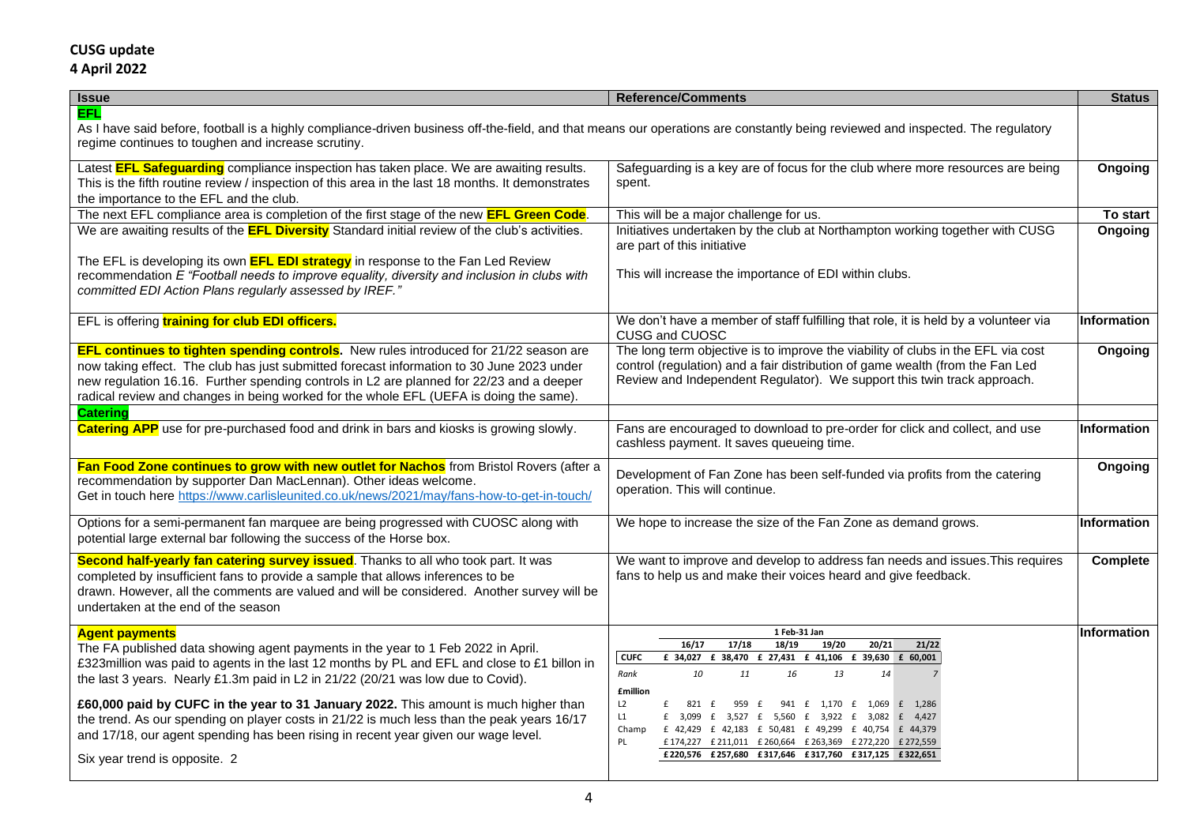**CUSG update**
**4 April 2022**

| Issue | Reference/Comments | Status |
|---|---|---|
| **EFL** | | |
| As I have said before, football is a highly compliance-driven business off-the-field, and that means our operations are constantly being reviewed and inspected. The regulatory regime continues to toughen and increase scrutiny. | | |
| Latest **EFL Safeguarding** compliance inspection has taken place. We are awaiting results. This is the fifth routine review / inspection of this area in the last 18 months. It demonstrates the importance to the EFL and the club. | Safeguarding is a key are of focus for the club where more resources are being spent. | **Ongoing** |
| The next EFL compliance area is completion of the first stage of the new **EFL Green Code**. | This will be a major challenge for us. | **To start** |
| We are awaiting results of the **EFL Diversity** Standard initial review of the club's activities.<br><br>The EFL is developing its own **EFL EDI strategy** in response to the Fan Led Review recommendation E *"Football needs to improve equality, diversity and inclusion in clubs with committed EDI Action Plans regularly assessed by IREF."* | Initiatives undertaken by the club at Northampton working together with CUSG are part of this initiative<br><br>This will increase the importance of EDI within clubs. | **Ongoing** |
| EFL is offering **training for club EDI officers.** | We don't have a member of staff fulfilling that role, it is held by a volunteer via CUSG and CUOSC | **Information** |
| **EFL continues to tighten spending controls.** New rules introduced for 21/22 season are now taking effect. The club has just submitted forecast information to 30 June 2023 under new regulation 16.16. Further spending controls in L2 are planned for 22/23 and a deeper radical review and changes in being worked for the whole EFL (UEFA is doing the same). | The long term objective is to improve the viability of clubs in the EFL via cost control (regulation) and a fair distribution of game wealth (from the Fan Led Review and Independent Regulator). We support this twin track approach. | **Ongoing** |
| **Catering** | | |
| **Catering APP** use for pre-purchased food and drink in bars and kiosks is growing slowly. | Fans are encouraged to download to pre-order for click and collect, and use cashless payment. It saves queueing time. | **Information** |
| **Fan Food Zone continues to grow with new outlet for Nachos** from Bristol Rovers (after a recommendation by supporter Dan MacLennan). Other ideas welcome.<br>Get in touch here https://www.carlisleunited.co.uk/news/2021/may/fans-how-to-get-in-touch/ | Development of Fan Zone has been self-funded via profits from the catering operation. This will continue. | **Ongoing** |
| Options for a semi-permanent fan marquee are being progressed with CUOSC along with potential large external bar following the success of the Horse box. | We hope to increase the size of the Fan Zone as demand grows. | **Information** |
| **Second half-yearly fan catering survey issued**. Thanks to all who took part. It was completed by insufficient fans to provide a sample that allows inferences to be drawn. However, all the comments are valued and will be considered. Another survey will be undertaken at the end of the season | We want to improve and develop to address fan needs and issues. This requires fans to help us and make their voices heard and give feedback. | **Complete** |
| **Agent payments**<br>The FA published data showing agent payments in the year to 1 Feb 2022 in April. £323million was paid to agents in the last 12 months by PL and EFL and close to £1 billon in the last 3 years. Nearly £1.3m paid in L2 in 21/22 (20/21 was low due to Covid).<br><br>**£60,000 paid by CUFC in the year to 31 January 2022.** This amount is much higher than the trend. As our spending on player costs in 21/22 is much less than the peak years 16/17 and 17/18, our agent spending has been rising in recent year given our wage level.<br><br>Six year trend is opposite. 2 | See table below | **Information** |

| 1 Feb-31 Jan | 16/17 | 17/18 | 18/19 | 19/20 | 20/21 | 21/22 |
|---|---|---|---|---|---|---|
| CUFC | £ 34,027 | £ 38,470 | £ 27,431 | £ 41,106 | £ 39,630 | £ 60,001 |
| *Rank* | *10* | *11* | *16* | *13* | *14* | *7* |
| **£million** | | | | | | |
| L2 | £ 821 | £ 959 | £ 941 | £ 1,170 | £ 1,069 | £ 1,286 |
| L1 | £ 3,099 | £ 3,527 | £ 5,560 | £ 3,922 | £ 3,082 | £ 4,427 |
| Champ | £ 42,429 | £ 42,183 | £ 50,481 | £ 49,299 | £ 40,754 | £ 44,379 |
| PL | £ 174,227 | £ 211,011 | £ 260,664 | £ 263,369 | £ 272,220 | £ 272,559 |
| | **£ 220,576** | **£ 257,680** | **£ 317,646** | **£ 317,760** | **£ 317,125** | **£ 322,651** |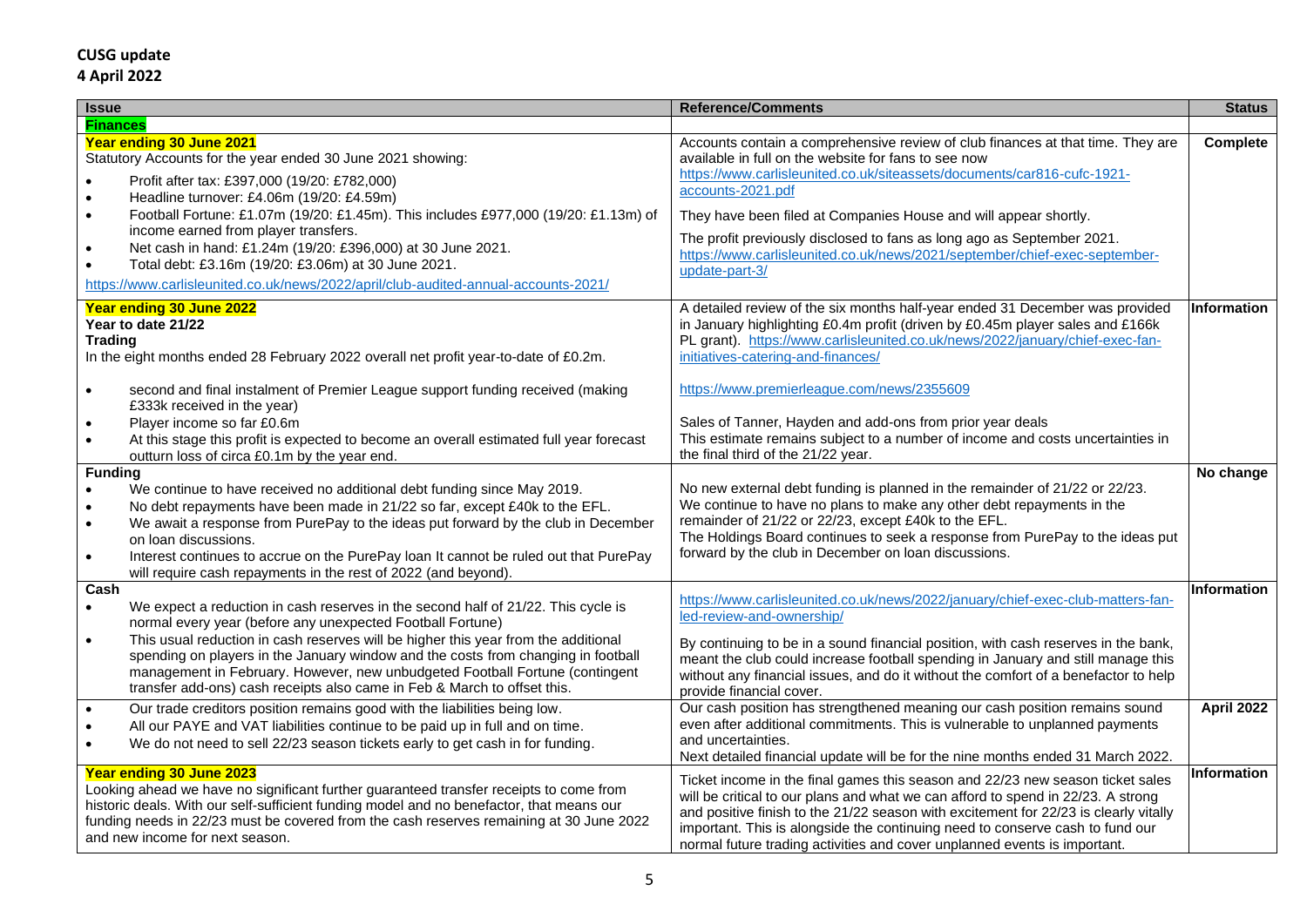**CUSG update**
**4 April 2022**

| Issue | Reference/Comments | Status |
|---|---|---|
| **Finances** | | |
| **Year ending 30 June 2021**<br>Statutory Accounts for the year ended 30 June 2021 showing:<br>• Profit after tax: £397,000 (19/20: £782,000)<br>• Headline turnover: £4.06m (19/20: £4.59m)<br>• Football Fortune: £1.07m (19/20: £1.45m). This includes £977,000 (19/20: £1.13m) of income earned from player transfers.<br>• Net cash in hand: £1.24m (19/20: £396,000) at 30 June 2021.<br>• Total debt: £3.16m (19/20: £3.06m) at 30 June 2021.<br>https://www.carlisleunited.co.uk/news/2022/april/club-audited-annual-accounts-2021/ | Accounts contain a comprehensive review of club finances at that time. They are available in full on the website for fans to see now https://www.carlisleunited.co.uk/siteassets/documents/car816-cufc-1921-accounts-2021.pdf<br>They have been filed at Companies House and will appear shortly.<br>The profit previously disclosed to fans as long ago as September 2021. https://www.carlisleunited.co.uk/news/2021/september/chief-exec-september-update-part-3/ | **Complete** |
| **Year ending 30 June 2022**<br>**Year to date 21/22**<br>**Trading**<br>In the eight months ended 28 February 2022 overall net profit year-to-date of £0.2m.<br>• second and final instalment of Premier League support funding received (making £333k received in the year)<br>• Player income so far £0.6m<br>• At this stage this profit is expected to become an overall estimated full year forecast outturn loss of circa £0.1m by the year end. | A detailed review of the six months half-year ended 31 December was provided in January highlighting £0.4m profit (driven by £0.45m player sales and £166k PL grant). https://www.carlisleunited.co.uk/news/2022/january/chief-exec-fan-initiatives-catering-and-finances/<br>https://www.premierleague.com/news/2355609<br>Sales of Tanner, Hayden and add-ons from prior year deals<br>This estimate remains subject to a number of income and costs uncertainties in the final third of the 21/22 year. | **Information** |
| **Funding**<br>• We continue to have received no additional debt funding since May 2019.<br>• No debt repayments have been made in 21/22 so far, except £40k to the EFL.<br>• We await a response from PurePay to the ideas put forward by the club in December on loan discussions.<br>• Interest continues to accrue on the PurePay loan It cannot be ruled out that PurePay will require cash repayments in the rest of 2022 (and beyond). | No new external debt funding is planned in the remainder of 21/22 or 22/23.<br>We continue to have no plans to make any other debt repayments in the remainder of 21/22 or 22/23, except £40k to the EFL.<br>The Holdings Board continues to seek a response from PurePay to the ideas put forward by the club in December on loan discussions. | **No change** |
| **Cash**<br>• We expect a reduction in cash reserves in the second half of 21/22. This cycle is normal every year (before any unexpected Football Fortune)<br>• This usual reduction in cash reserves will be higher this year from the additional spending on players in the January window and the costs from changing in football management in February. However, new unbudgeted Football Fortune (contingent transfer add-ons) cash receipts also came in Feb & March to offset this. | https://www.carlisleunited.co.uk/news/2022/january/chief-exec-club-matters-fan-led-review-and-ownership/<br>By continuing to be in a sound financial position, with cash reserves in the bank, meant the club could increase football spending in January and still manage this without any financial issues, and do it without the comfort of a benefactor to help provide financial cover. | **Information** |
| • Our trade creditors position remains good with the liabilities being low.<br>• All our PAYE and VAT liabilities continue to be paid up in full and on time.<br>• We do not need to sell 22/23 season tickets early to get cash in for funding. | Our cash position has strengthened meaning our cash position remains sound even after additional commitments. This is vulnerable to unplanned payments and uncertainties.<br>Next detailed financial update will be for the nine months ended 31 March 2022. | **April 2022** |
| **Year ending 30 June 2023**<br>Looking ahead we have no significant further guaranteed transfer receipts to come from historic deals. With our self-sufficient funding model and no benefactor, that means our funding needs in 22/23 must be covered from the cash reserves remaining at 30 June 2022 and new income for next season. | Ticket income in the final games this season and 22/23 new season ticket sales will be critical to our plans and what we can afford to spend in 22/23. A strong and positive finish to the 21/22 season with excitement for 22/23 is clearly vitally important. This is alongside the continuing need to conserve cash to fund our normal future trading activities and cover unplanned events is important. | **Information** |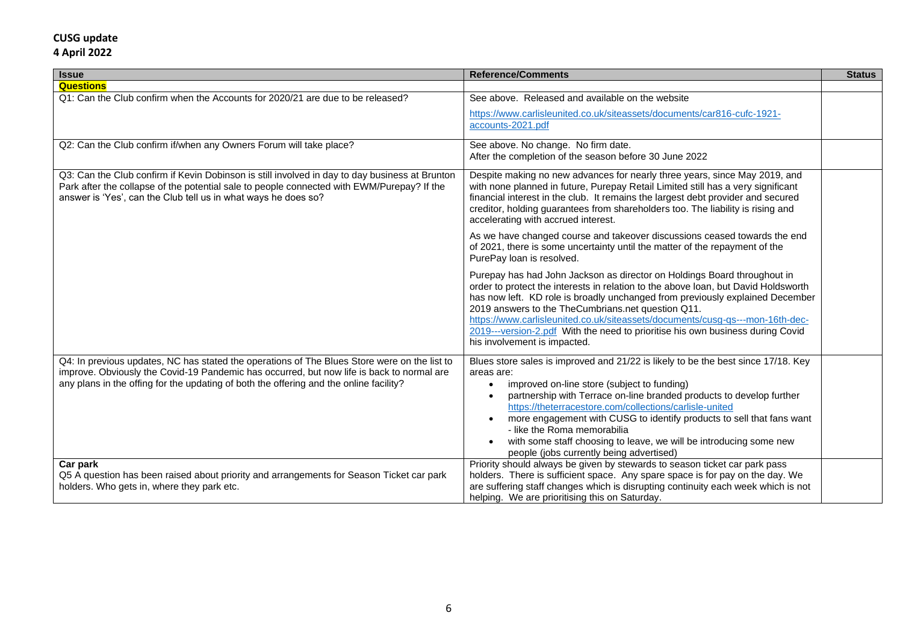**CUSG update**
**4 April 2022**

| Issue | Reference/Comments | Status |
|---|---|---|
| **Questions** | | |
| Q1: Can the Club confirm when the Accounts for 2020/21 are due to be released? | See above. Released and available on the website<br><br>https://www.carlisleunited.co.uk/siteassets/documents/car816-cufc-1921-accounts-2021.pdf | |
| Q2: Can the Club confirm if/when any Owners Forum will take place? | See above. No change. No firm date.<br>After the completion of the season before 30 June 2022 | |
| Q3: Can the Club confirm if Kevin Dobinson is still involved in day to day business at Brunton Park after the collapse of the potential sale to people connected with EWM/Purepay? If the answer is 'Yes', can the Club tell us in what ways he does so? | Despite making no new advances for nearly three years, since May 2019, and with none planned in future, Purepay Retail Limited still has a very significant financial interest in the club. It remains the largest debt provider and secured creditor, holding guarantees from shareholders too. The liability is rising and accelerating with accrued interest.<br><br>As we have changed course and takeover discussions ceased towards the end of 2021, there is some uncertainty until the matter of the repayment of the PurePay loan is resolved.<br><br>Purepay has had John Jackson as director on Holdings Board throughout in order to protect the interests in relation to the above loan, but David Holdsworth has now left. KD role is broadly unchanged from previously explained December 2019 answers to the TheCumbrians.net question Q11. https://www.carlisleunited.co.uk/siteassets/documents/cusg-qs---mon-16th-dec-2019---version-2.pdf With the need to prioritise his own business during Covid his involvement is impacted. | |
| Q4: In previous updates, NC has stated the operations of The Blues Store were on the list to improve. Obviously the Covid-19 Pandemic has occurred, but now life is back to normal are any plans in the offing for the updating of both the offering and the online facility? | Blues store sales is improved and 21/22 is likely to be the best since 17/18. Key areas are:<br>• improved on-line store (subject to funding)<br>• partnership with Terrace on-line branded products to develop further https://theterracestore.com/collections/carlisle-united<br>• more engagement with CUSG to identify products to sell that fans want - like the Roma memorabilia<br>• with some staff choosing to leave, we will be introducing some new people (jobs currently being advertised) | |
| **Car park**<br>Q5 A question has been raised about priority and arrangements for Season Ticket car park holders. Who gets in, where they park etc. | Priority should always be given by stewards to season ticket car park pass holders. There is sufficient space. Any spare space is for pay on the day. We are suffering staff changes which is disrupting continuity each week which is not helping. We are prioritising this on Saturday. | |